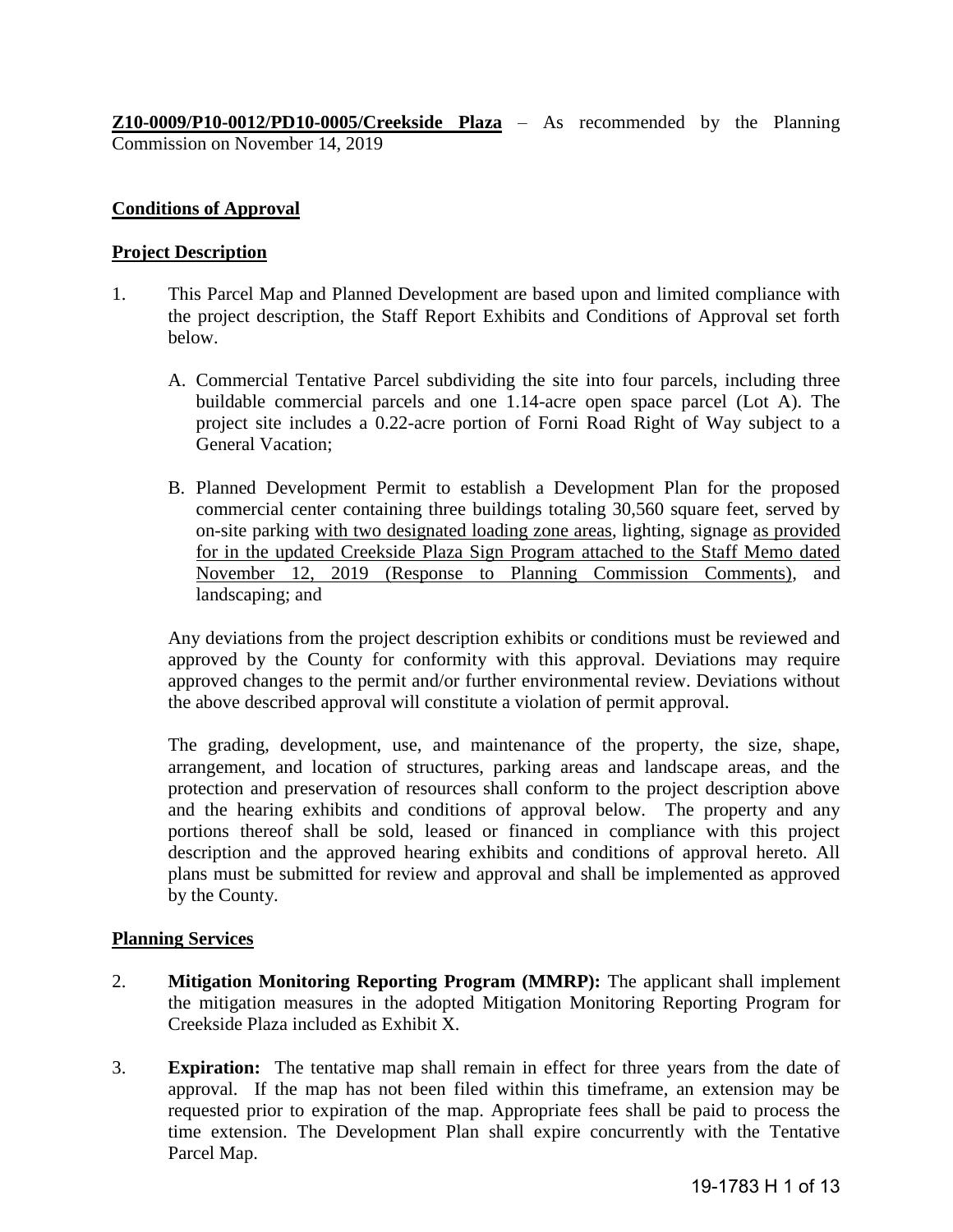**Z10-0009/P10-0012/PD10-0005/Creekside Plaza** – As recommended by the Planning Commission on November 14, 2019

**Conditions of Approval**

**Project Description**

1. This Parcel Map and Planned Development are based upon and limited compliance with the project description, the Staff Report Exhibits and Conditions of Approval set forth below.

   A. Commercial Tentative Parcel subdividing the site into four parcels, including three buildable commercial parcels and one 1.14-acre open space parcel (Lot A). The project site includes a 0.22-acre portion of Forni Road Right of Way subject to a General Vacation;

   B. Planned Development Permit to establish a Development Plan for the proposed commercial center containing three buildings totaling 30,560 square feet, served by on-site parking with two designated loading zone areas, lighting, signage as provided for in the updated Creekside Plaza Sign Program attached to the Staff Memo dated November 12, 2019 (Response to Planning Commission Comments), and landscaping; and

   Any deviations from the project description exhibits or conditions must be reviewed and approved by the County for conformity with this approval. Deviations may require approved changes to the permit and/or further environmental review. Deviations without the above described approval will constitute a violation of permit approval.

   The grading, development, use, and maintenance of the property, the size, shape, arrangement, and location of structures, parking areas and landscape areas, and the protection and preservation of resources shall conform to the project description above and the hearing exhibits and conditions of approval below. The property and any portions thereof shall be sold, leased or financed in compliance with this project description and the approved hearing exhibits and conditions of approval hereto. All plans must be submitted for review and approval and shall be implemented as approved by the County.

**Planning Services**

2. **Mitigation Monitoring Reporting Program (MMRP):** The applicant shall implement the mitigation measures in the adopted Mitigation Monitoring Reporting Program for Creekside Plaza included as Exhibit X.

3. **Expiration:** The tentative map shall remain in effect for three years from the date of approval. If the map has not been filed within this timeframe, an extension may be requested prior to expiration of the map. Appropriate fees shall be paid to process the time extension. The Development Plan shall expire concurrently with the Tentative Parcel Map.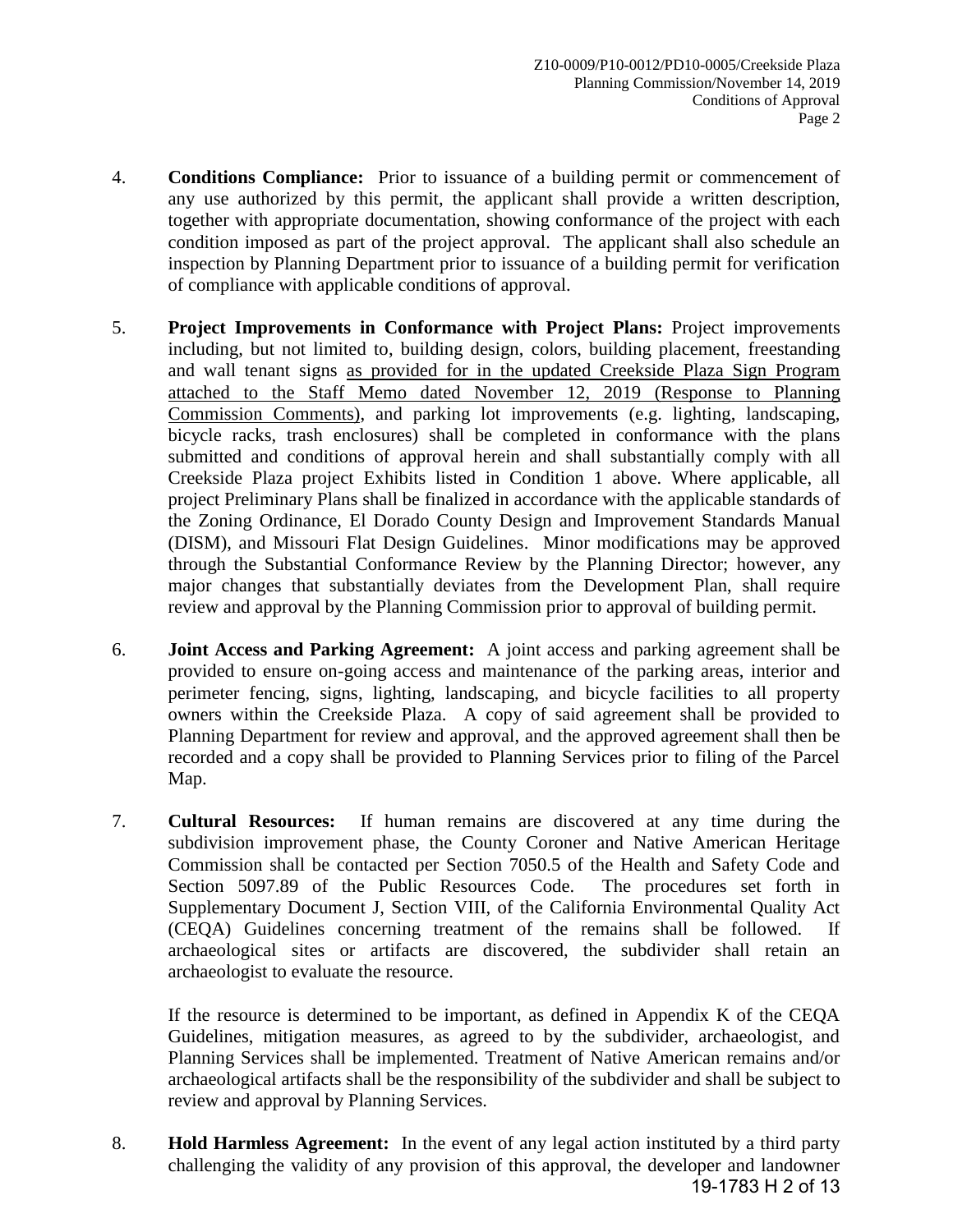4. **Conditions Compliance:** Prior to issuance of a building permit or commencement of any use authorized by this permit, the applicant shall provide a written description, together with appropriate documentation, showing conformance of the project with each condition imposed as part of the project approval. The applicant shall also schedule an inspection by Planning Department prior to issuance of a building permit for verification of compliance with applicable conditions of approval.

5. **Project Improvements in Conformance with Project Plans:** Project improvements including, but not limited to, building design, colors, building placement, freestanding and wall tenant signs <u>as provided for in the updated Creekside Plaza Sign Program attached to the Staff Memo dated November 12, 2019 (Response to Planning Commission Comments)</u>, and parking lot improvements (e.g. lighting, landscaping, bicycle racks, trash enclosures) shall be completed in conformance with the plans submitted and conditions of approval herein and shall substantially comply with all Creekside Plaza project Exhibits listed in Condition 1 above. Where applicable, all project Preliminary Plans shall be finalized in accordance with the applicable standards of the Zoning Ordinance, El Dorado County Design and Improvement Standards Manual (DISM), and Missouri Flat Design Guidelines. Minor modifications may be approved through the Substantial Conformance Review by the Planning Director; however, any major changes that substantially deviates from the Development Plan, shall require review and approval by the Planning Commission prior to approval of building permit.

6. **Joint Access and Parking Agreement:** A joint access and parking agreement shall be provided to ensure on-going access and maintenance of the parking areas, interior and perimeter fencing, signs, lighting, landscaping, and bicycle facilities to all property owners within the Creekside Plaza. A copy of said agreement shall be provided to Planning Department for review and approval, and the approved agreement shall then be recorded and a copy shall be provided to Planning Services prior to filing of the Parcel Map.

7. **Cultural Resources:** If human remains are discovered at any time during the subdivision improvement phase, the County Coroner and Native American Heritage Commission shall be contacted per Section 7050.5 of the Health and Safety Code and Section 5097.89 of the Public Resources Code. The procedures set forth in Supplementary Document J, Section VIII, of the California Environmental Quality Act (CEQA) Guidelines concerning treatment of the remains shall be followed. If archaeological sites or artifacts are discovered, the subdivider shall retain an archaeologist to evaluate the resource.

   If the resource is determined to be important, as defined in Appendix K of the CEQA Guidelines, mitigation measures, as agreed to by the subdivider, archaeologist, and Planning Services shall be implemented. Treatment of Native American remains and/or archaeological artifacts shall be the responsibility of the subdivider and shall be subject to review and approval by Planning Services.

8. **Hold Harmless Agreement:** In the event of any legal action instituted by a third party challenging the validity of any provision of this approval, the developer and landowner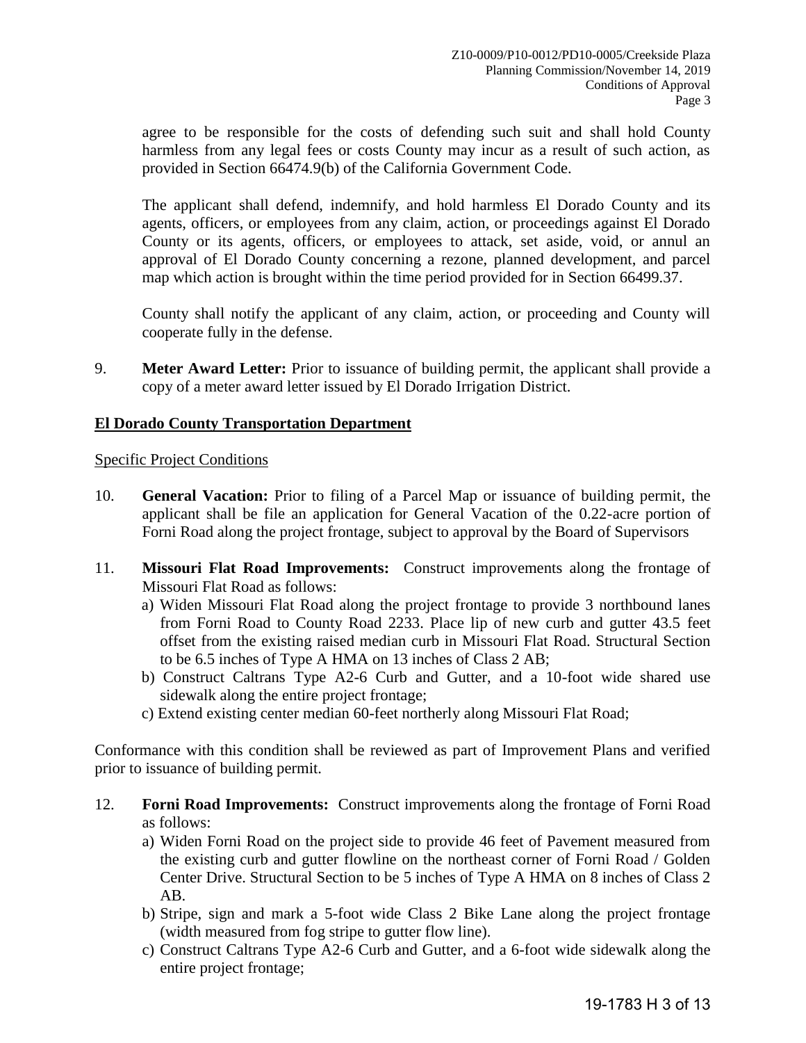agree to be responsible for the costs of defending such suit and shall hold County harmless from any legal fees or costs County may incur as a result of such action, as provided in Section 66474.9(b) of the California Government Code.

The applicant shall defend, indemnify, and hold harmless El Dorado County and its agents, officers, or employees from any claim, action, or proceedings against El Dorado County or its agents, officers, or employees to attack, set aside, void, or annul an approval of El Dorado County concerning a rezone, planned development, and parcel map which action is brought within the time period provided for in Section 66499.37.

County shall notify the applicant of any claim, action, or proceeding and County will cooperate fully in the defense.

9. **Meter Award Letter:** Prior to issuance of building permit, the applicant shall provide a copy of a meter award letter issued by El Dorado Irrigation District.

## El Dorado County Transportation Department

### Specific Project Conditions

10. **General Vacation:** Prior to filing of a Parcel Map or issuance of building permit, the applicant shall be file an application for General Vacation of the 0.22-acre portion of Forni Road along the project frontage, subject to approval by the Board of Supervisors

11. **Missouri Flat Road Improvements:** Construct improvements along the frontage of Missouri Flat Road as follows:
    a) Widen Missouri Flat Road along the project frontage to provide 3 northbound lanes from Forni Road to County Road 2233. Place lip of new curb and gutter 43.5 feet offset from the existing raised median curb in Missouri Flat Road. Structural Section to be 6.5 inches of Type A HMA on 13 inches of Class 2 AB;
    b) Construct Caltrans Type A2-6 Curb and Gutter, and a 10-foot wide shared use sidewalk along the entire project frontage;
    c) Extend existing center median 60-feet northerly along Missouri Flat Road;

Conformance with this condition shall be reviewed as part of Improvement Plans and verified prior to issuance of building permit.

12. **Forni Road Improvements:** Construct improvements along the frontage of Forni Road as follows:
    a) Widen Forni Road on the project side to provide 46 feet of Pavement measured from the existing curb and gutter flowline on the northeast corner of Forni Road / Golden Center Drive. Structural Section to be 5 inches of Type A HMA on 8 inches of Class 2 AB.
    b) Stripe, sign and mark a 5-foot wide Class 2 Bike Lane along the project frontage (width measured from fog stripe to gutter flow line).
    c) Construct Caltrans Type A2-6 Curb and Gutter, and a 6-foot wide sidewalk along the entire project frontage;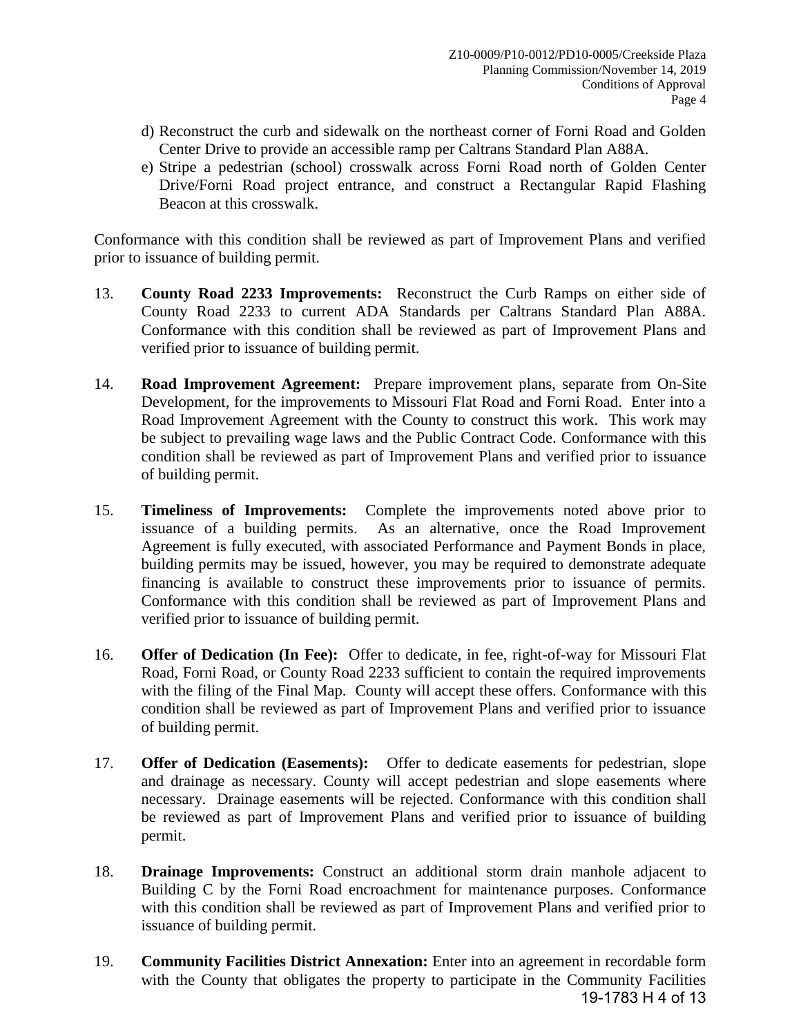d) Reconstruct the curb and sidewalk on the northeast corner of Forni Road and Golden Center Drive to provide an accessible ramp per Caltrans Standard Plan A88A.

e) Stripe a pedestrian (school) crosswalk across Forni Road north of Golden Center Drive/Forni Road project entrance, and construct a Rectangular Rapid Flashing Beacon at this crosswalk.

Conformance with this condition shall be reviewed as part of Improvement Plans and verified prior to issuance of building permit.

13. **County Road 2233 Improvements:** Reconstruct the Curb Ramps on either side of County Road 2233 to current ADA Standards per Caltrans Standard Plan A88A. Conformance with this condition shall be reviewed as part of Improvement Plans and verified prior to issuance of building permit.

14. **Road Improvement Agreement:** Prepare improvement plans, separate from On-Site Development, for the improvements to Missouri Flat Road and Forni Road. Enter into a Road Improvement Agreement with the County to construct this work. This work may be subject to prevailing wage laws and the Public Contract Code. Conformance with this condition shall be reviewed as part of Improvement Plans and verified prior to issuance of building permit.

15. **Timeliness of Improvements:** Complete the improvements noted above prior to issuance of a building permits. As an alternative, once the Road Improvement Agreement is fully executed, with associated Performance and Payment Bonds in place, building permits may be issued, however, you may be required to demonstrate adequate financing is available to construct these improvements prior to issuance of permits. Conformance with this condition shall be reviewed as part of Improvement Plans and verified prior to issuance of building permit.

16. **Offer of Dedication (In Fee):** Offer to dedicate, in fee, right-of-way for Missouri Flat Road, Forni Road, or County Road 2233 sufficient to contain the required improvements with the filing of the Final Map. County will accept these offers. Conformance with this condition shall be reviewed as part of Improvement Plans and verified prior to issuance of building permit.

17. **Offer of Dedication (Easements):** Offer to dedicate easements for pedestrian, slope and drainage as necessary. County will accept pedestrian and slope easements where necessary. Drainage easements will be rejected. Conformance with this condition shall be reviewed as part of Improvement Plans and verified prior to issuance of building permit.

18. **Drainage Improvements:** Construct an additional storm drain manhole adjacent to Building C by the Forni Road encroachment for maintenance purposes. Conformance with this condition shall be reviewed as part of Improvement Plans and verified prior to issuance of building permit.

19. **Community Facilities District Annexation:** Enter into an agreement in recordable form with the County that obligates the property to participate in the Community Facilities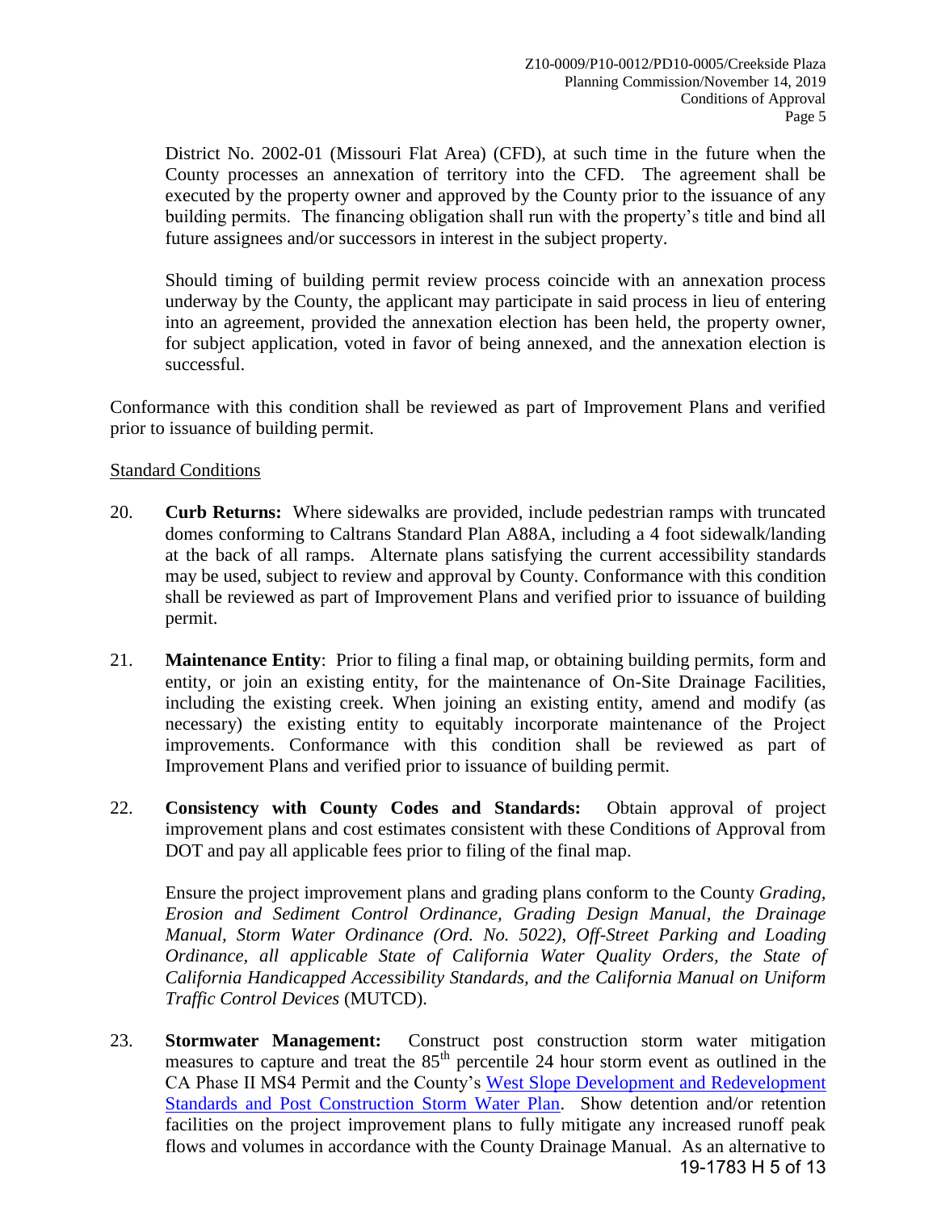District No. 2002-01 (Missouri Flat Area) (CFD), at such time in the future when the County processes an annexation of territory into the CFD. The agreement shall be executed by the property owner and approved by the County prior to the issuance of any building permits. The financing obligation shall run with the property's title and bind all future assignees and/or successors in interest in the subject property.

Should timing of building permit review process coincide with an annexation process underway by the County, the applicant may participate in said process in lieu of entering into an agreement, provided the annexation election has been held, the property owner, for subject application, voted in favor of being annexed, and the annexation election is successful.

Conformance with this condition shall be reviewed as part of Improvement Plans and verified prior to issuance of building permit.

Standard Conditions

20. **Curb Returns:** Where sidewalks are provided, include pedestrian ramps with truncated domes conforming to Caltrans Standard Plan A88A, including a 4 foot sidewalk/landing at the back of all ramps. Alternate plans satisfying the current accessibility standards may be used, subject to review and approval by County. Conformance with this condition shall be reviewed as part of Improvement Plans and verified prior to issuance of building permit.

21. **Maintenance Entity**: Prior to filing a final map, or obtaining building permits, form and entity, or join an existing entity, for the maintenance of On-Site Drainage Facilities, including the existing creek. When joining an existing entity, amend and modify (as necessary) the existing entity to equitably incorporate maintenance of the Project improvements. Conformance with this condition shall be reviewed as part of Improvement Plans and verified prior to issuance of building permit.

22. **Consistency with County Codes and Standards:** Obtain approval of project improvement plans and cost estimates consistent with these Conditions of Approval from DOT and pay all applicable fees prior to filing of the final map.

    Ensure the project improvement plans and grading plans conform to the County *Grading, Erosion and Sediment Control Ordinance, Grading Design Manual, the Drainage Manual, Storm Water Ordinance (Ord. No. 5022), Off-Street Parking and Loading Ordinance, all applicable State of California Water Quality Orders, the State of California Handicapped Accessibility Standards, and the California Manual on Uniform Traffic Control Devices* (MUTCD).

23. **Stormwater Management:** Construct post construction storm water mitigation measures to capture and treat the 85th percentile 24 hour storm event as outlined in the CA Phase II MS4 Permit and the County's West Slope Development and Redevelopment Standards and Post Construction Storm Water Plan. Show detention and/or retention facilities on the project improvement plans to fully mitigate any increased runoff peak flows and volumes in accordance with the County Drainage Manual. As an alternative to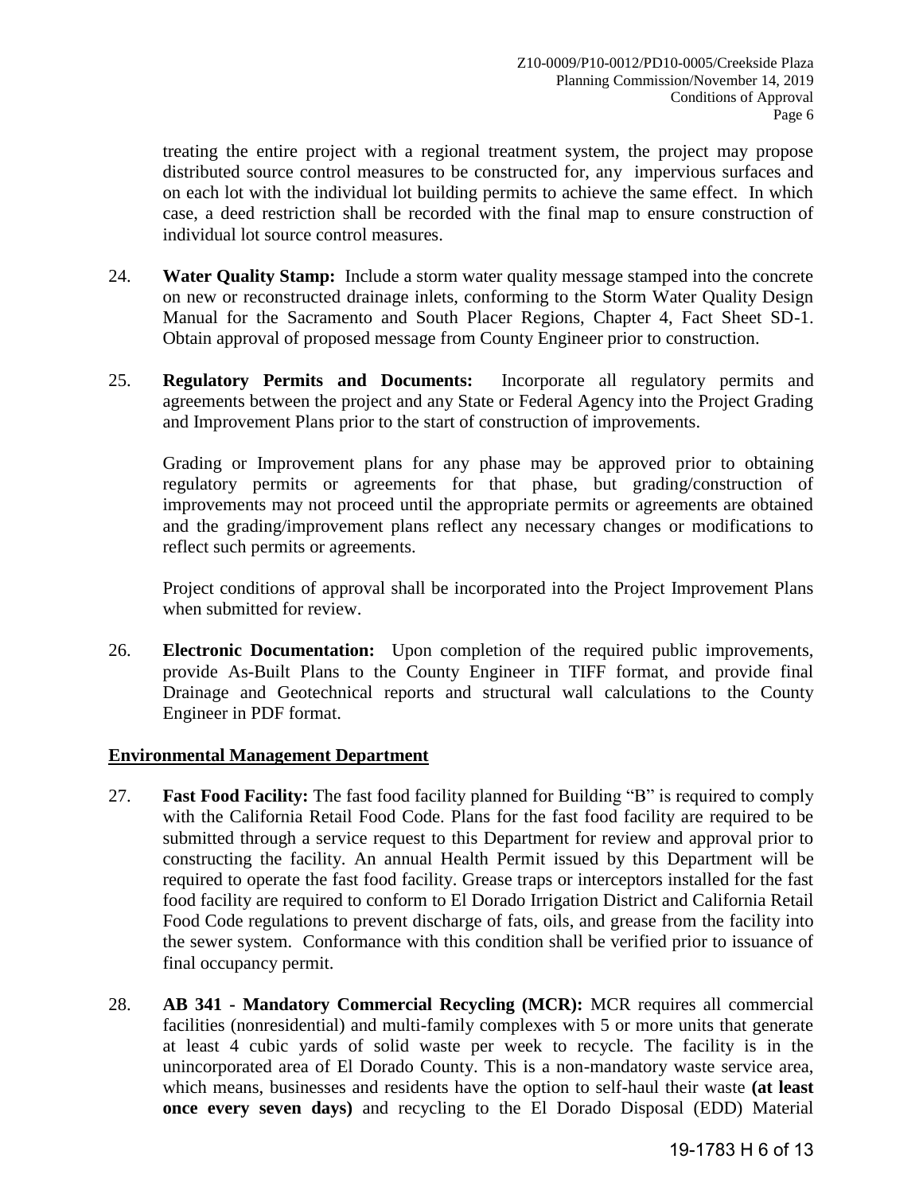treating the entire project with a regional treatment system, the project may propose distributed source control measures to be constructed for, any impervious surfaces and on each lot with the individual lot building permits to achieve the same effect. In which case, a deed restriction shall be recorded with the final map to ensure construction of individual lot source control measures.

24. **Water Quality Stamp:** Include a storm water quality message stamped into the concrete on new or reconstructed drainage inlets, conforming to the Storm Water Quality Design Manual for the Sacramento and South Placer Regions, Chapter 4, Fact Sheet SD-1. Obtain approval of proposed message from County Engineer prior to construction.

25. **Regulatory Permits and Documents:** Incorporate all regulatory permits and agreements between the project and any State or Federal Agency into the Project Grading and Improvement Plans prior to the start of construction of improvements.

    Grading or Improvement plans for any phase may be approved prior to obtaining regulatory permits or agreements for that phase, but grading/construction of improvements may not proceed until the appropriate permits or agreements are obtained and the grading/improvement plans reflect any necessary changes or modifications to reflect such permits or agreements.

    Project conditions of approval shall be incorporated into the Project Improvement Plans when submitted for review.

26. **Electronic Documentation:** Upon completion of the required public improvements, provide As-Built Plans to the County Engineer in TIFF format, and provide final Drainage and Geotechnical reports and structural wall calculations to the County Engineer in PDF format.

## Environmental Management Department

27. **Fast Food Facility:** The fast food facility planned for Building "B" is required to comply with the California Retail Food Code. Plans for the fast food facility are required to be submitted through a service request to this Department for review and approval prior to constructing the facility. An annual Health Permit issued by this Department will be required to operate the fast food facility. Grease traps or interceptors installed for the fast food facility are required to conform to El Dorado Irrigation District and California Retail Food Code regulations to prevent discharge of fats, oils, and grease from the facility into the sewer system. Conformance with this condition shall be verified prior to issuance of final occupancy permit.

28. **AB 341 - Mandatory Commercial Recycling (MCR):** MCR requires all commercial facilities (nonresidential) and multi-family complexes with 5 or more units that generate at least 4 cubic yards of solid waste per week to recycle. The facility is in the unincorporated area of El Dorado County. This is a non-mandatory waste service area, which means, businesses and residents have the option to self-haul their waste **(at least once every seven days)** and recycling to the El Dorado Disposal (EDD) Material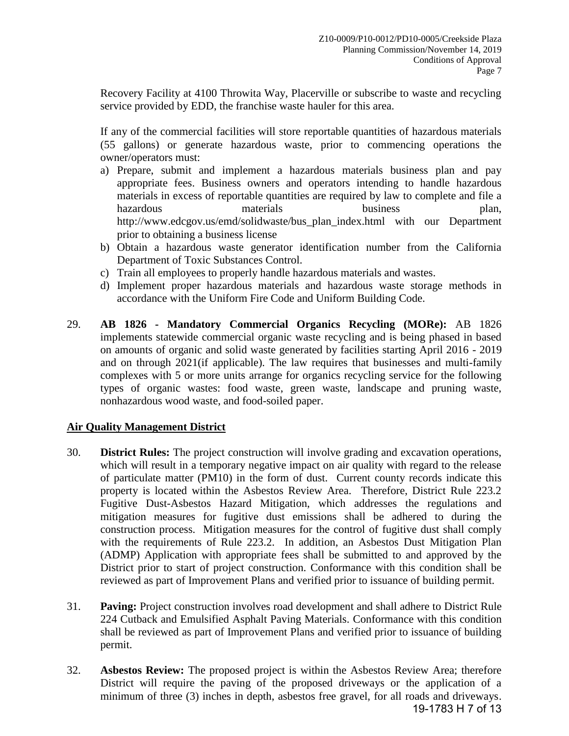Recovery Facility at 4100 Throwita Way, Placerville or subscribe to waste and recycling service provided by EDD, the franchise waste hauler for this area.

If any of the commercial facilities will store reportable quantities of hazardous materials (55 gallons) or generate hazardous waste, prior to commencing operations the owner/operators must:

a) Prepare, submit and implement a hazardous materials business plan and pay appropriate fees. Business owners and operators intending to handle hazardous materials in excess of reportable quantities are required by law to complete and file a hazardous materials business plan, http://www.edcgov.us/emd/solidwaste/bus_plan_index.html with our Department prior to obtaining a business license
b) Obtain a hazardous waste generator identification number from the California Department of Toxic Substances Control.
c) Train all employees to properly handle hazardous materials and wastes.
d) Implement proper hazardous materials and hazardous waste storage methods in accordance with the Uniform Fire Code and Uniform Building Code.

29. **AB 1826 - Mandatory Commercial Organics Recycling (MORe):** AB 1826 implements statewide commercial organic waste recycling and is being phased in based on amounts of organic and solid waste generated by facilities starting April 2016 - 2019 and on through 2021(if applicable). The law requires that businesses and multi-family complexes with 5 or more units arrange for organics recycling service for the following types of organic wastes: food waste, green waste, landscape and pruning waste, nonhazardous wood waste, and food-soiled paper.

**Air Quality Management District**

30. **District Rules:** The project construction will involve grading and excavation operations, which will result in a temporary negative impact on air quality with regard to the release of particulate matter (PM10) in the form of dust. Current county records indicate this property is located within the Asbestos Review Area. Therefore, District Rule 223.2 Fugitive Dust-Asbestos Hazard Mitigation, which addresses the regulations and mitigation measures for fugitive dust emissions shall be adhered to during the construction process. Mitigation measures for the control of fugitive dust shall comply with the requirements of Rule 223.2. In addition, an Asbestos Dust Mitigation Plan (ADMP) Application with appropriate fees shall be submitted to and approved by the District prior to start of project construction. Conformance with this condition shall be reviewed as part of Improvement Plans and verified prior to issuance of building permit.

31. **Paving:** Project construction involves road development and shall adhere to District Rule 224 Cutback and Emulsified Asphalt Paving Materials. Conformance with this condition shall be reviewed as part of Improvement Plans and verified prior to issuance of building permit.

32. **Asbestos Review:** The proposed project is within the Asbestos Review Area; therefore District will require the paving of the proposed driveways or the application of a minimum of three (3) inches in depth, asbestos free gravel, for all roads and driveways.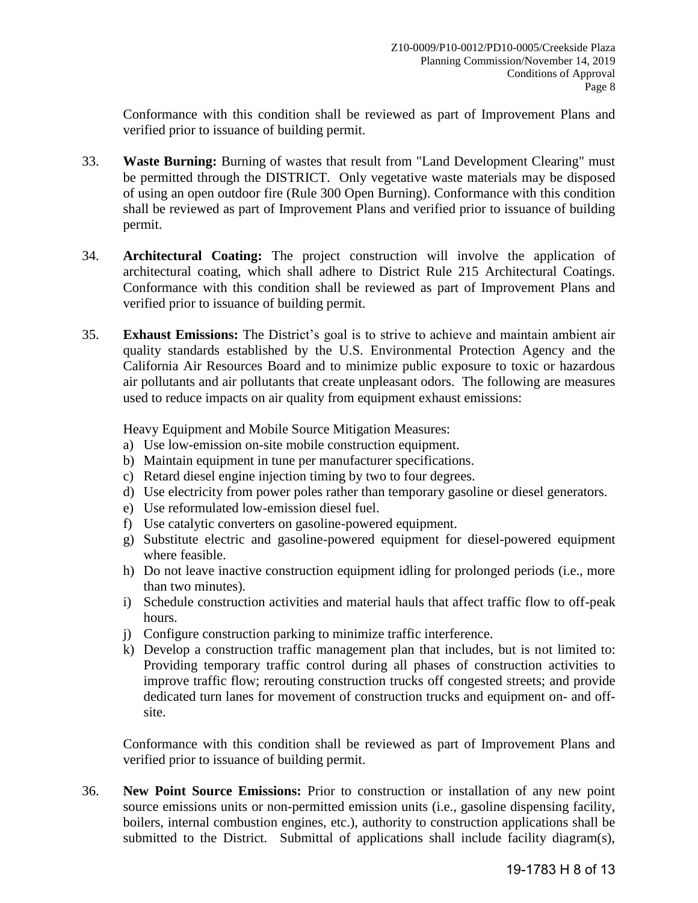Conformance with this condition shall be reviewed as part of Improvement Plans and verified prior to issuance of building permit.

33. **Waste Burning:** Burning of wastes that result from "Land Development Clearing" must be permitted through the DISTRICT. Only vegetative waste materials may be disposed of using an open outdoor fire (Rule 300 Open Burning). Conformance with this condition shall be reviewed as part of Improvement Plans and verified prior to issuance of building permit.

34. **Architectural Coating:** The project construction will involve the application of architectural coating, which shall adhere to District Rule 215 Architectural Coatings. Conformance with this condition shall be reviewed as part of Improvement Plans and verified prior to issuance of building permit.

35. **Exhaust Emissions:** The District's goal is to strive to achieve and maintain ambient air quality standards established by the U.S. Environmental Protection Agency and the California Air Resources Board and to minimize public exposure to toxic or hazardous air pollutants and air pollutants that create unpleasant odors. The following are measures used to reduce impacts on air quality from equipment exhaust emissions:

    Heavy Equipment and Mobile Source Mitigation Measures:

    a) Use low-emission on-site mobile construction equipment.
    b) Maintain equipment in tune per manufacturer specifications.
    c) Retard diesel engine injection timing by two to four degrees.
    d) Use electricity from power poles rather than temporary gasoline or diesel generators.
    e) Use reformulated low-emission diesel fuel.
    f) Use catalytic converters on gasoline-powered equipment.
    g) Substitute electric and gasoline-powered equipment for diesel-powered equipment where feasible.
    h) Do not leave inactive construction equipment idling for prolonged periods (i.e., more than two minutes).
    i) Schedule construction activities and material hauls that affect traffic flow to off-peak hours.
    j) Configure construction parking to minimize traffic interference.
    k) Develop a construction traffic management plan that includes, but is not limited to: Providing temporary traffic control during all phases of construction activities to improve traffic flow; rerouting construction trucks off congested streets; and provide dedicated turn lanes for movement of construction trucks and equipment on- and off-site.

    Conformance with this condition shall be reviewed as part of Improvement Plans and verified prior to issuance of building permit.

36. **New Point Source Emissions:** Prior to construction or installation of any new point source emissions units or non-permitted emission units (i.e., gasoline dispensing facility, boilers, internal combustion engines, etc.), authority to construction applications shall be submitted to the District. Submittal of applications shall include facility diagram(s),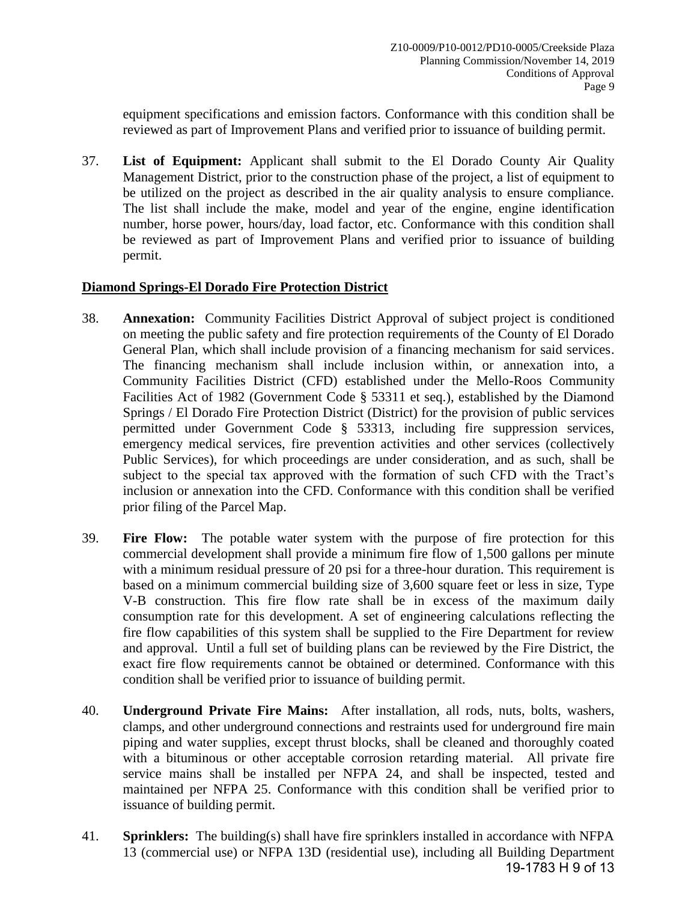equipment specifications and emission factors. Conformance with this condition shall be reviewed as part of Improvement Plans and verified prior to issuance of building permit.

37. **List of Equipment:** Applicant shall submit to the El Dorado County Air Quality Management District, prior to the construction phase of the project, a list of equipment to be utilized on the project as described in the air quality analysis to ensure compliance. The list shall include the make, model and year of the engine, engine identification number, horse power, hours/day, load factor, etc. Conformance with this condition shall be reviewed as part of Improvement Plans and verified prior to issuance of building permit.

**Diamond Springs-El Dorado Fire Protection District**

38. **Annexation:** Community Facilities District Approval of subject project is conditioned on meeting the public safety and fire protection requirements of the County of El Dorado General Plan, which shall include provision of a financing mechanism for said services. The financing mechanism shall include inclusion within, or annexation into, a Community Facilities District (CFD) established under the Mello-Roos Community Facilities Act of 1982 (Government Code § 53311 et seq.), established by the Diamond Springs / El Dorado Fire Protection District (District) for the provision of public services permitted under Government Code § 53313, including fire suppression services, emergency medical services, fire prevention activities and other services (collectively Public Services), for which proceedings are under consideration, and as such, shall be subject to the special tax approved with the formation of such CFD with the Tract's inclusion or annexation into the CFD. Conformance with this condition shall be verified prior filing of the Parcel Map.

39. **Fire Flow:** The potable water system with the purpose of fire protection for this commercial development shall provide a minimum fire flow of 1,500 gallons per minute with a minimum residual pressure of 20 psi for a three-hour duration. This requirement is based on a minimum commercial building size of 3,600 square feet or less in size, Type V-B construction. This fire flow rate shall be in excess of the maximum daily consumption rate for this development. A set of engineering calculations reflecting the fire flow capabilities of this system shall be supplied to the Fire Department for review and approval. Until a full set of building plans can be reviewed by the Fire District, the exact fire flow requirements cannot be obtained or determined. Conformance with this condition shall be verified prior to issuance of building permit.

40. **Underground Private Fire Mains:** After installation, all rods, nuts, bolts, washers, clamps, and other underground connections and restraints used for underground fire main piping and water supplies, except thrust blocks, shall be cleaned and thoroughly coated with a bituminous or other acceptable corrosion retarding material. All private fire service mains shall be installed per NFPA 24, and shall be inspected, tested and maintained per NFPA 25. Conformance with this condition shall be verified prior to issuance of building permit.

41. **Sprinklers:** The building(s) shall have fire sprinklers installed in accordance with NFPA 13 (commercial use) or NFPA 13D (residential use), including all Building Department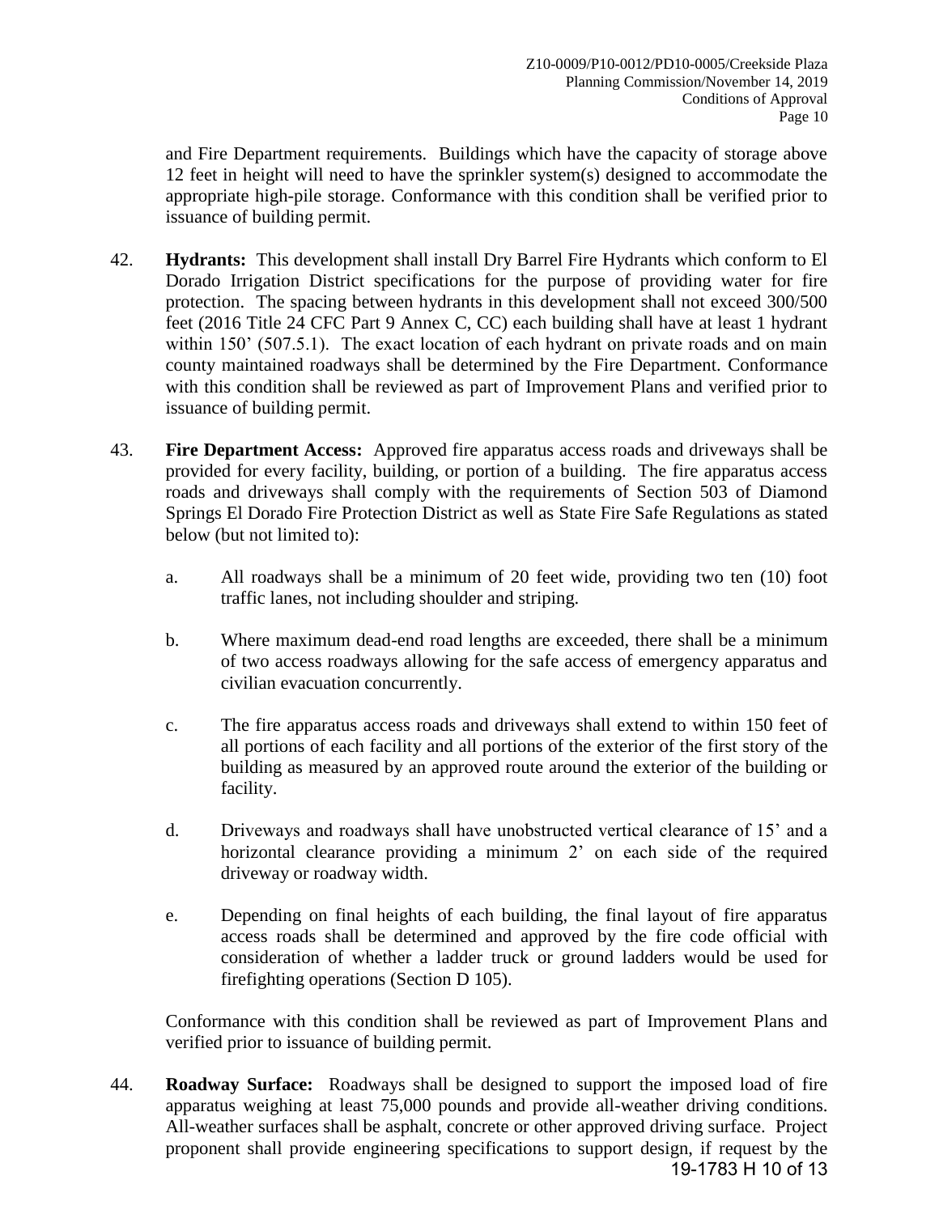and Fire Department requirements. Buildings which have the capacity of storage above 12 feet in height will need to have the sprinkler system(s) designed to accommodate the appropriate high-pile storage. Conformance with this condition shall be verified prior to issuance of building permit.

42. **Hydrants:** This development shall install Dry Barrel Fire Hydrants which conform to El Dorado Irrigation District specifications for the purpose of providing water for fire protection. The spacing between hydrants in this development shall not exceed 300/500 feet (2016 Title 24 CFC Part 9 Annex C, CC) each building shall have at least 1 hydrant within 150' (507.5.1). The exact location of each hydrant on private roads and on main county maintained roadways shall be determined by the Fire Department. Conformance with this condition shall be reviewed as part of Improvement Plans and verified prior to issuance of building permit.

43. **Fire Department Access:** Approved fire apparatus access roads and driveways shall be provided for every facility, building, or portion of a building. The fire apparatus access roads and driveways shall comply with the requirements of Section 503 of Diamond Springs El Dorado Fire Protection District as well as State Fire Safe Regulations as stated below (but not limited to):

    a. All roadways shall be a minimum of 20 feet wide, providing two ten (10) foot traffic lanes, not including shoulder and striping.

    b. Where maximum dead-end road lengths are exceeded, there shall be a minimum of two access roadways allowing for the safe access of emergency apparatus and civilian evacuation concurrently.

    c. The fire apparatus access roads and driveways shall extend to within 150 feet of all portions of each facility and all portions of the exterior of the first story of the building as measured by an approved route around the exterior of the building or facility.

    d. Driveways and roadways shall have unobstructed vertical clearance of 15' and a horizontal clearance providing a minimum 2' on each side of the required driveway or roadway width.

    e. Depending on final heights of each building, the final layout of fire apparatus access roads shall be determined and approved by the fire code official with consideration of whether a ladder truck or ground ladders would be used for firefighting operations (Section D 105).

    Conformance with this condition shall be reviewed as part of Improvement Plans and verified prior to issuance of building permit.

44. **Roadway Surface:** Roadways shall be designed to support the imposed load of fire apparatus weighing at least 75,000 pounds and provide all-weather driving conditions. All-weather surfaces shall be asphalt, concrete or other approved driving surface. Project proponent shall provide engineering specifications to support design, if request by the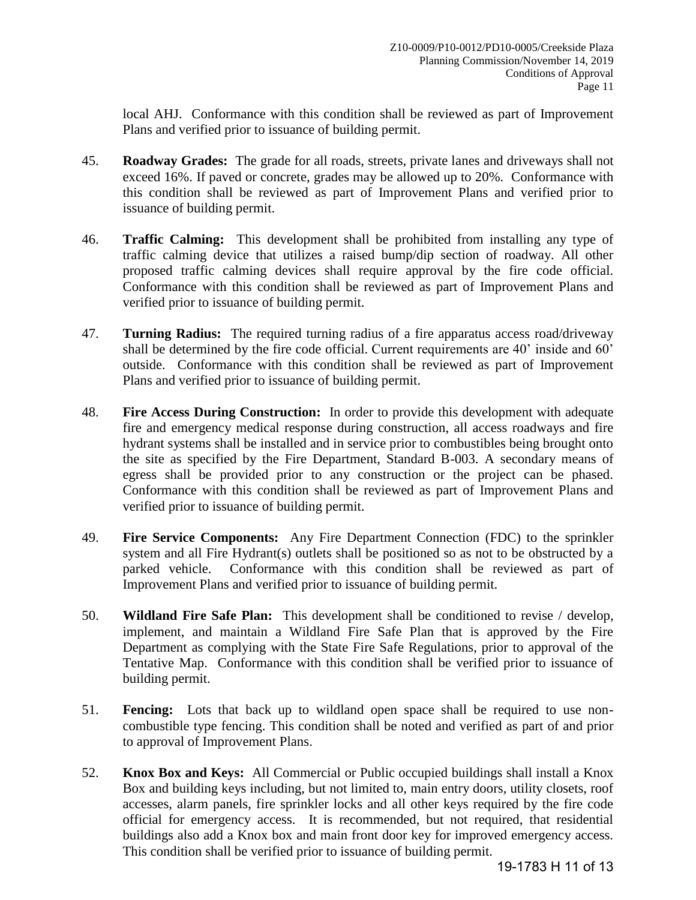local AHJ. Conformance with this condition shall be reviewed as part of Improvement Plans and verified prior to issuance of building permit.

45. **Roadway Grades:** The grade for all roads, streets, private lanes and driveways shall not exceed 16%. If paved or concrete, grades may be allowed up to 20%. Conformance with this condition shall be reviewed as part of Improvement Plans and verified prior to issuance of building permit.

46. **Traffic Calming:** This development shall be prohibited from installing any type of traffic calming device that utilizes a raised bump/dip section of roadway. All other proposed traffic calming devices shall require approval by the fire code official. Conformance with this condition shall be reviewed as part of Improvement Plans and verified prior to issuance of building permit.

47. **Turning Radius:** The required turning radius of a fire apparatus access road/driveway shall be determined by the fire code official. Current requirements are 40' inside and 60' outside. Conformance with this condition shall be reviewed as part of Improvement Plans and verified prior to issuance of building permit.

48. **Fire Access During Construction:** In order to provide this development with adequate fire and emergency medical response during construction, all access roadways and fire hydrant systems shall be installed and in service prior to combustibles being brought onto the site as specified by the Fire Department, Standard B-003. A secondary means of egress shall be provided prior to any construction or the project can be phased. Conformance with this condition shall be reviewed as part of Improvement Plans and verified prior to issuance of building permit.

49. **Fire Service Components:** Any Fire Department Connection (FDC) to the sprinkler system and all Fire Hydrant(s) outlets shall be positioned so as not to be obstructed by a parked vehicle. Conformance with this condition shall be reviewed as part of Improvement Plans and verified prior to issuance of building permit.

50. **Wildland Fire Safe Plan:** This development shall be conditioned to revise / develop, implement, and maintain a Wildland Fire Safe Plan that is approved by the Fire Department as complying with the State Fire Safe Regulations, prior to approval of the Tentative Map. Conformance with this condition shall be verified prior to issuance of building permit.

51. **Fencing:** Lots that back up to wildland open space shall be required to use non-combustible type fencing. This condition shall be noted and verified as part of and prior to approval of Improvement Plans.

52. **Knox Box and Keys:** All Commercial or Public occupied buildings shall install a Knox Box and building keys including, but not limited to, main entry doors, utility closets, roof accesses, alarm panels, fire sprinkler locks and all other keys required by the fire code official for emergency access. It is recommended, but not required, that residential buildings also add a Knox box and main front door key for improved emergency access. This condition shall be verified prior to issuance of building permit.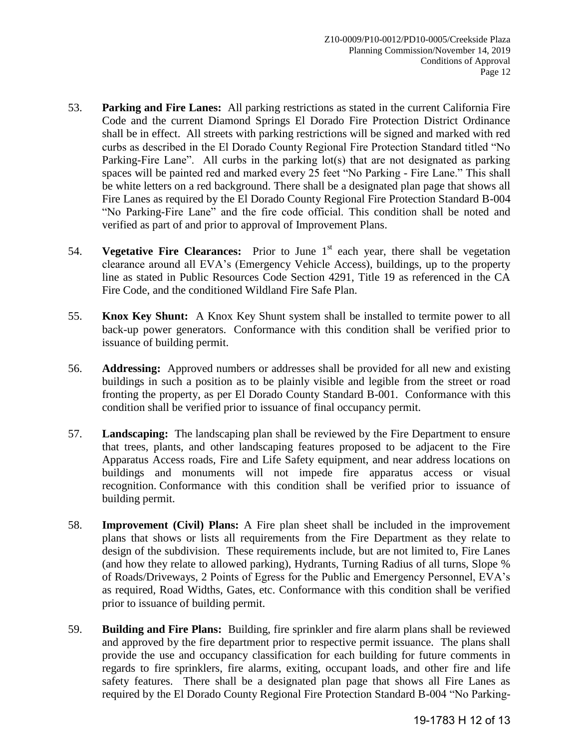53. **Parking and Fire Lanes:** All parking restrictions as stated in the current California Fire Code and the current Diamond Springs El Dorado Fire Protection District Ordinance shall be in effect. All streets with parking restrictions will be signed and marked with red curbs as described in the El Dorado County Regional Fire Protection Standard titled "No Parking-Fire Lane". All curbs in the parking lot(s) that are not designated as parking spaces will be painted red and marked every 25 feet "No Parking - Fire Lane." This shall be white letters on a red background. There shall be a designated plan page that shows all Fire Lanes as required by the El Dorado County Regional Fire Protection Standard B-004 "No Parking-Fire Lane" and the fire code official. This condition shall be noted and verified as part of and prior to approval of Improvement Plans.

54. **Vegetative Fire Clearances:** Prior to June 1st each year, there shall be vegetation clearance around all EVA's (Emergency Vehicle Access), buildings, up to the property line as stated in Public Resources Code Section 4291, Title 19 as referenced in the CA Fire Code, and the conditioned Wildland Fire Safe Plan.

55. **Knox Key Shunt:** A Knox Key Shunt system shall be installed to termite power to all back-up power generators. Conformance with this condition shall be verified prior to issuance of building permit.

56. **Addressing:** Approved numbers or addresses shall be provided for all new and existing buildings in such a position as to be plainly visible and legible from the street or road fronting the property, as per El Dorado County Standard B-001. Conformance with this condition shall be verified prior to issuance of final occupancy permit.

57. **Landscaping:** The landscaping plan shall be reviewed by the Fire Department to ensure that trees, plants, and other landscaping features proposed to be adjacent to the Fire Apparatus Access roads, Fire and Life Safety equipment, and near address locations on buildings and monuments will not impede fire apparatus access or visual recognition. Conformance with this condition shall be verified prior to issuance of building permit.

58. **Improvement (Civil) Plans:** A Fire plan sheet shall be included in the improvement plans that shows or lists all requirements from the Fire Department as they relate to design of the subdivision. These requirements include, but are not limited to, Fire Lanes (and how they relate to allowed parking), Hydrants, Turning Radius of all turns, Slope % of Roads/Driveways, 2 Points of Egress for the Public and Emergency Personnel, EVA's as required, Road Widths, Gates, etc. Conformance with this condition shall be verified prior to issuance of building permit.

59. **Building and Fire Plans:** Building, fire sprinkler and fire alarm plans shall be reviewed and approved by the fire department prior to respective permit issuance. The plans shall provide the use and occupancy classification for each building for future comments in regards to fire sprinklers, fire alarms, exiting, occupant loads, and other fire and life safety features. There shall be a designated plan page that shows all Fire Lanes as required by the El Dorado County Regional Fire Protection Standard B-004 "No Parking-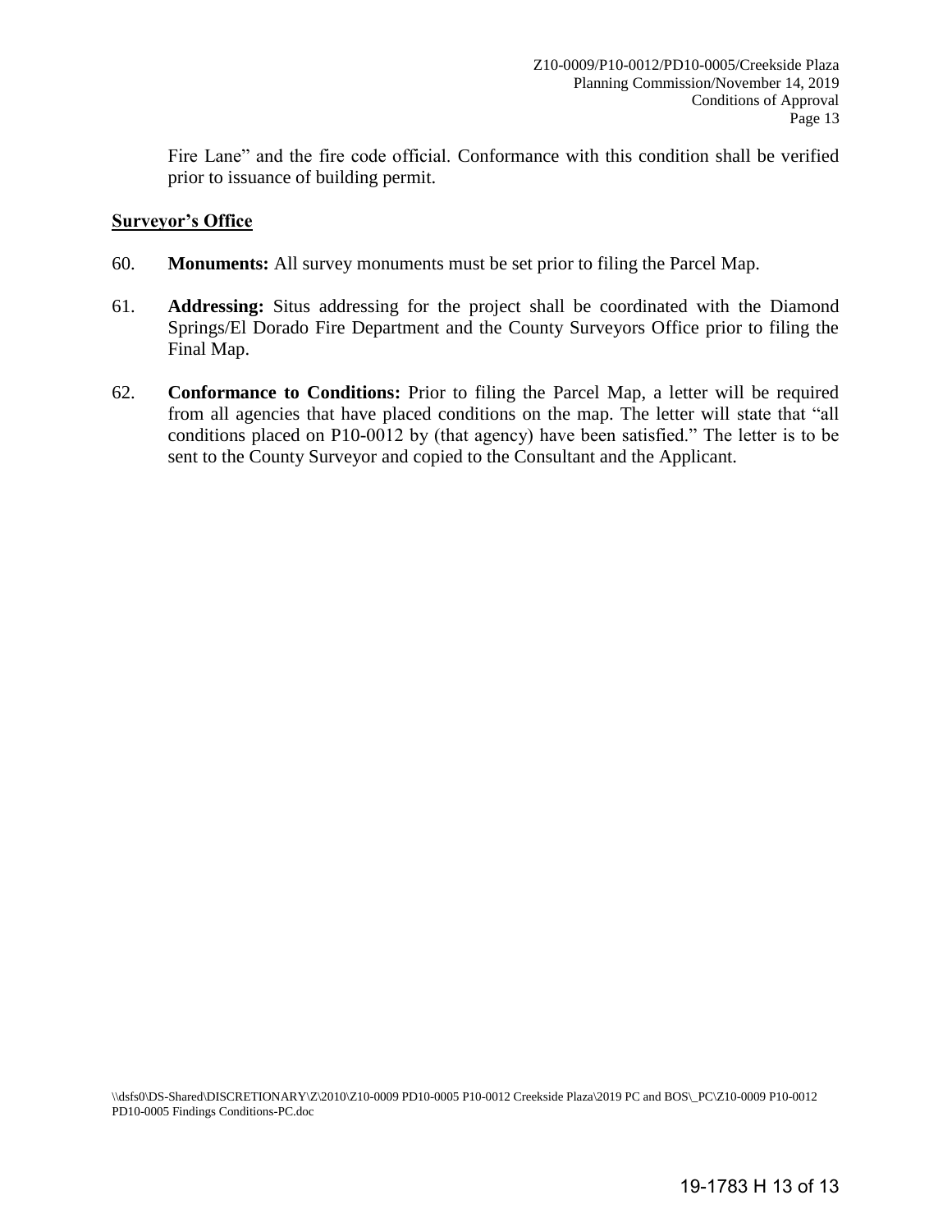Fire Lane" and the fire code official. Conformance with this condition shall be verified prior to issuance of building permit.

**Surveyor's Office**

60. **Monuments:** All survey monuments must be set prior to filing the Parcel Map.

61. **Addressing:** Situs addressing for the project shall be coordinated with the Diamond Springs/El Dorado Fire Department and the County Surveyors Office prior to filing the Final Map.

62. **Conformance to Conditions:** Prior to filing the Parcel Map, a letter will be required from all agencies that have placed conditions on the map. The letter will state that "all conditions placed on P10-0012 by (that agency) have been satisfied." The letter is to be sent to the County Surveyor and copied to the Consultant and the Applicant.

\\dsfs0\DS-Shared\DISCRETIONARY\Z\2010\Z10-0009 PD10-0005 P10-0012 Creekside Plaza\2019 PC and BOS\_PC\Z10-0009 P10-0012 PD10-0005 Findings Conditions-PC.doc